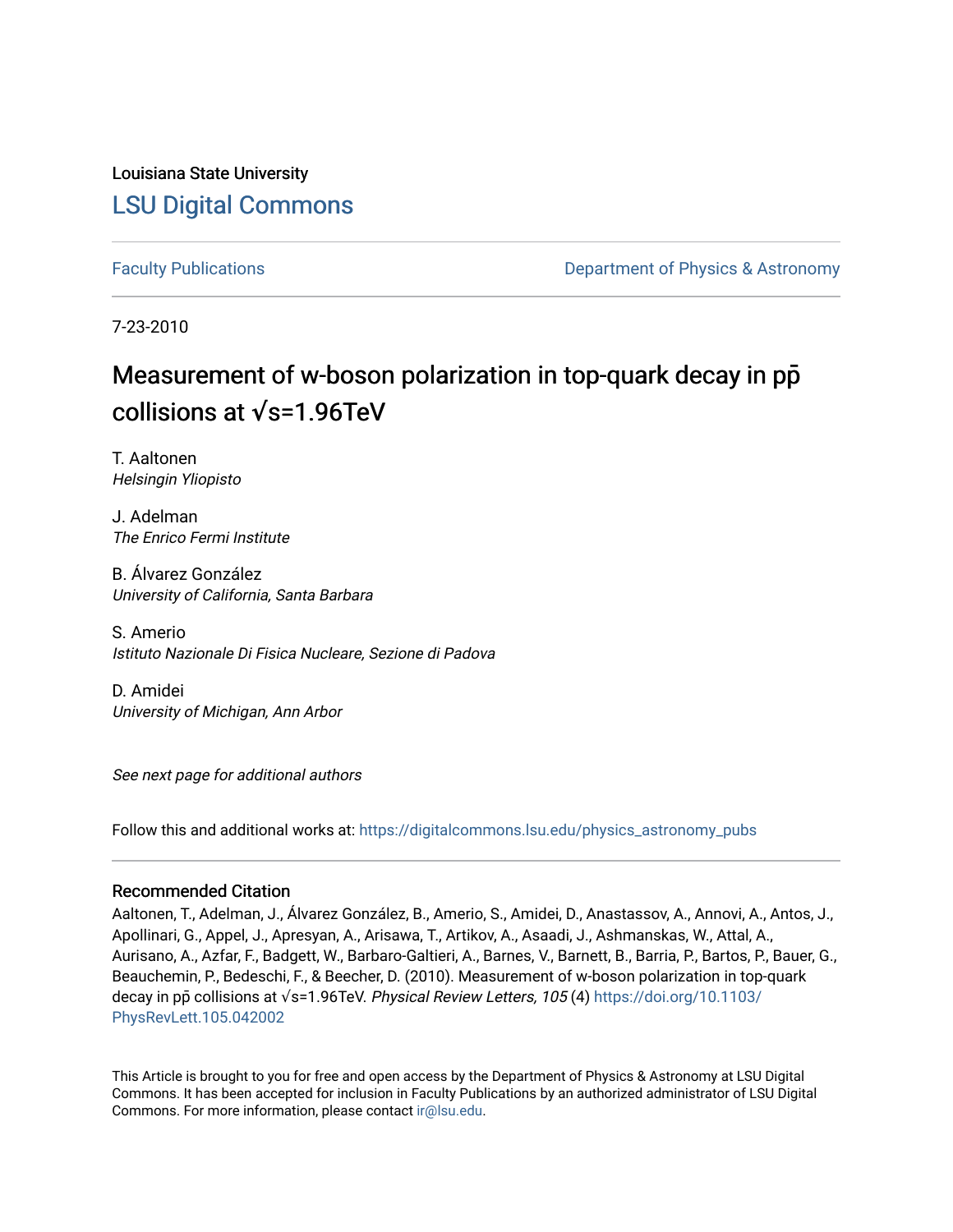Louisiana State University

# LSU Digital Commons

Faculty Publications

Department of Physics & Astronomy

7-23-2010

# Measurement of w-boson polarization in top-quark decay in pp̄ collisions at √s=1.96TeV

T. Aaltonen
*Helsingin Yliopisto*

J. Adelman
*The Enrico Fermi Institute*

B. Álvarez González
*University of California, Santa Barbara*

S. Amerio
*Istituto Nazionale Di Fisica Nucleare, Sezione di Padova*

D. Amidei
*University of Michigan, Ann Arbor*

*See next page for additional authors*

Follow this and additional works at: https://digitalcommons.lsu.edu/physics_astronomy_pubs

## Recommended Citation

Aaltonen, T., Adelman, J., Álvarez González, B., Amerio, S., Amidei, D., Anastassov, A., Annovi, A., Antos, J., Apollinari, G., Appel, J., Apresyan, A., Arisawa, T., Artikov, A., Asaadi, J., Ashmanskas, W., Attal, A., Aurisano, A., Azfar, F., Badgett, W., Barbaro-Galtieri, A., Barnes, V., Barnett, B., Barria, P., Bartos, P., Bauer, G., Beauchemin, P., Bedeschi, F., & Beecher, D. (2010). Measurement of w-boson polarization in top-quark decay in pp̄ collisions at √s=1.96TeV. *Physical Review Letters, 105* (4) https://doi.org/10.1103/PhysRevLett.105.042002

This Article is brought to you for free and open access by the Department of Physics & Astronomy at LSU Digital Commons. It has been accepted for inclusion in Faculty Publications by an authorized administrator of LSU Digital Commons. For more information, please contact ir@lsu.edu.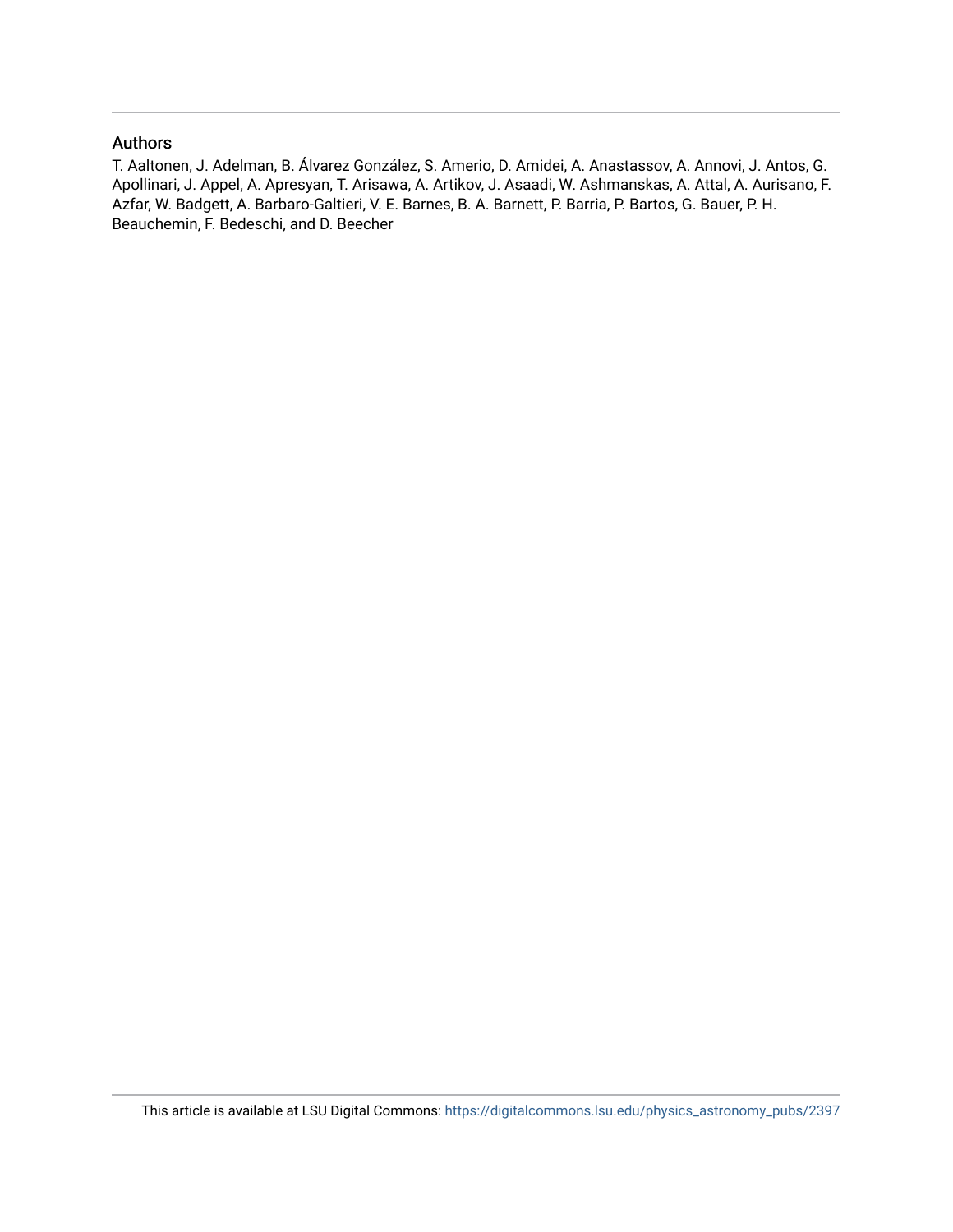## Authors

T. Aaltonen, J. Adelman, B. Álvarez González, S. Amerio, D. Amidei, A. Anastassov, A. Annovi, J. Antos, G. Apollinari, J. Appel, A. Apresyan, T. Arisawa, A. Artikov, J. Asaadi, W. Ashmanskas, A. Attal, A. Aurisano, F. Azfar, W. Badgett, A. Barbaro-Galtieri, V. E. Barnes, B. A. Barnett, P. Barria, P. Bartos, G. Bauer, P. H. Beauchemin, F. Bedeschi, and D. Beecher

This article is available at LSU Digital Commons: https://digitalcommons.lsu.edu/physics_astronomy_pubs/2397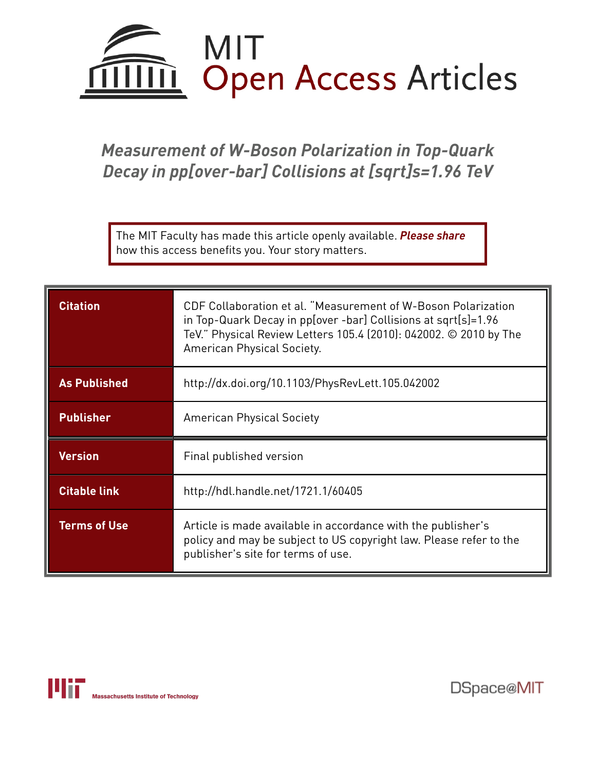# Measurement of W-Boson Polarization in Top-Quark Decay in pp[over-bar] Collisions at [sqrt]s=1.96 TeV

The MIT Faculty has made this article openly available. ***Please share*** how this access benefits you. Your story matters.

| | |
|---|---|
| **Citation** | CDF Collaboration et al. "Measurement of W-Boson Polarization in Top-Quark Decay in pp[over -bar] Collisions at sqrt[s]=1.96 TeV." Physical Review Letters 105.4 (2010): 042002. © 2010 by The American Physical Society. |
| **As Published** | http://dx.doi.org/10.1103/PhysRevLett.105.042002 |
| **Publisher** | American Physical Society |
| **Version** | Final published version |
| **Citable link** | http://hdl.handle.net/1721.1/60405 |
| **Terms of Use** | Article is made available in accordance with the publisher's policy and may be subject to US copyright law. Please refer to the publisher's site for terms of use. |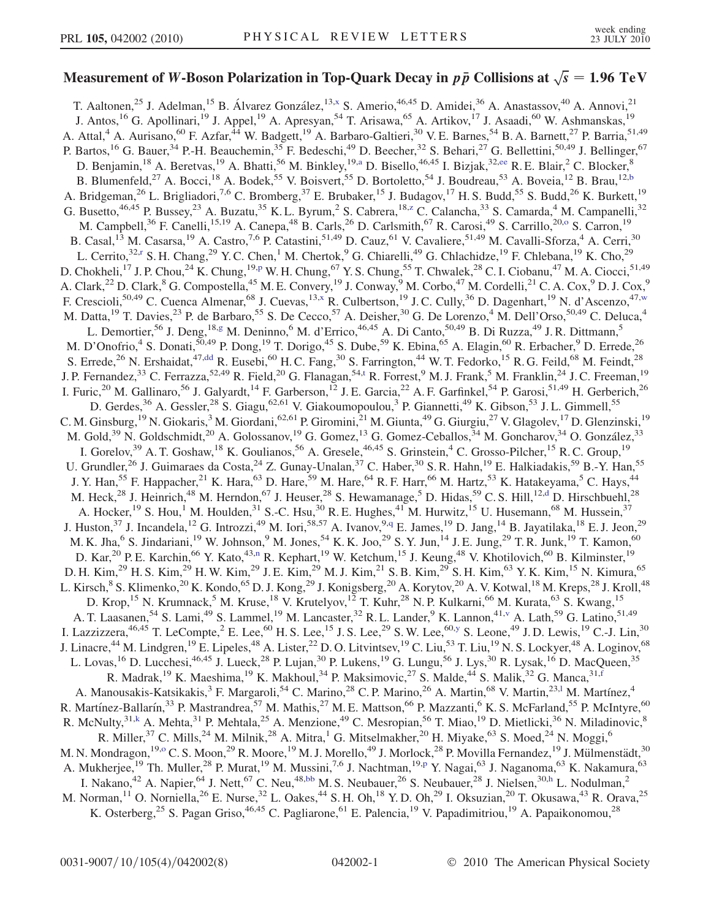# Measurement of W-Boson Polarization in Top-Quark Decay in $p\bar{p}$ Collisions at $\sqrt{s} = 1.96$ TeV

T. Aaltonen,[25] J. Adelman,[15] B. Álvarez González,[13,x] S. Amerio,[46,45] D. Amidei,[36] A. Anastassov,[40] A. Annovi,[21] J. Antos,[16] G. Apollinari,[19] J. Appel,[19] A. Apresyan,[54] T. Arisawa,[65] A. Artikov,[17] J. Asaadi,[60] W. Ashmanskas,[19] A. Attal,[4] A. Aurisano,[60] F. Azfar,[44] W. Badgett,[19] A. Barbaro-Galtieri,[30] V. E. Barnes,[54] B. A. Barnett,[27] P. Barria,[51,49] P. Bartos,[16] G. Bauer,[34] P.-H. Beauchemin,[35] F. Bedeschi,[49] D. Beecher,[32] S. Behari,[27] G. Bellettini,[50,49] J. Bellinger,[67] D. Benjamin,[18] A. Beretvas,[19] A. Bhatti,[56] M. Binkley,[19,a] D. Bisello,[46,45] I. Bizjak,[32,ee] R. E. Blair,[2] C. Blocker,[8] B. Blumenfeld,[27] A. Bocci,[18] A. Bodek,[55] V. Boisvert,[55] D. Bortoletto,[54] J. Boudreau,[53] A. Boveia,[12] B. Brau,[12,b] A. Bridgeman,[26] L. Brigliadori,[7,6] C. Bromberg,[37] E. Brubaker,[15] J. Budagov,[17] H. S. Budd,[55] S. Budd,[26] K. Burkett,[19] G. Busetto,[46,45] P. Bussey,[23] A. Buzatu,[35] K. L. Byrum,[2] S. Cabrera,[18,z] C. Calancha,[33] S. Camarda,[4] M. Campanelli,[32] M. Campbell,[36] F. Canelli,[15,19] A. Canepa,[48] B. Carls,[26] D. Carlsmith,[67] R. Carosi,[49] S. Carrillo,[20,o] S. Carron,[19] B. Casal,[13] M. Casarsa,[19] A. Castro,[7,6] P. Catastini,[51,49] D. Cauz,[61] V. Cavaliere,[51,49] M. Cavalli-Sforza,[4] A. Cerri,[30] L. Cerrito,[32,r] S. H. Chang,[29] Y. C. Chen,[1] M. Chertok,[9] G. Chiarelli,[49] G. Chlachidze,[19] F. Chlebana,[19] K. Cho,[29] D. Chokheli,[17] J. P. Chou,[24] K. Chung,[19,p] W. H. Chung,[67] Y. S. Chung,[55] T. Chwalek,[28] C. I. Ciobanu,[47] M. A. Ciocci,[51,49] A. Clark,[22] D. Clark,[8] G. Compostella,[45] M. E. Convery,[19] J. Conway,[9] M. Corbo,[47] M. Cordelli,[21] C. A. Cox,[9] D. J. Cox,[9] F. Crescioli,[50,49] C. Cuenca Almenar,[68] J. Cuevas,[13,x] R. Culbertson,[19] J. C. Cully,[36] D. Dagenhart,[19] N. d'Ascenzo,[47,w] M. Datta,[19] T. Davies,[23] P. de Barbaro,[55] S. De Cecco,[57] A. Deisher,[30] G. De Lorenzo,[4] M. Dell'Orso,[50,49] C. Deluca,[4] L. Demortier,[56] J. Deng,[18,g] M. Deninno,[6] M. d'Errico,[46,45] A. Di Canto,[50,49] B. Di Ruzza,[49] J. R. Dittmann,[5] M. D'Onofrio,[4] S. Donati,[50,49] P. Dong,[19] T. Dorigo,[45] S. Dube,[59] K. Ebina,[65] A. Elagin,[60] R. Erbacher,[9] D. Errede,[26] S. Errede,[26] N. Ershaidat,[47,dd] R. Eusebi,[60] H. C. Fang,[30] S. Farrington,[44] W. T. Fedorko,[15] R. G. Feild,[68] M. Feindt,[28] J. P. Fernandez,[33] C. Ferrazza,[52,49] R. Field,[20] G. Flanagan,[54,t] R. Forrest,[9] M. J. Frank,[5] M. Franklin,[24] J. C. Freeman,[19] I. Furic,[20] M. Gallinaro,[56] J. Galyardt,[14] F. Garberson,[12] J. E. Garcia,[22] A. F. Garfinkel,[54] P. Garosi,[51,49] H. Gerberich,[26] D. Gerdes,[36] A. Gessler,[28] S. Giagu,[62,61] V. Giakoumopoulou,[3] P. Giannetti,[49] K. Gibson,[53] J. L. Gimmell,[55] C. M. Ginsburg,[19] N. Giokaris,[3] M. Giordani,[62,61] P. Giromini,[21] M. Giunta,[49] G. Giurgiu,[27] V. Glagolev,[17] D. Glenzinski,[19] M. Gold,[39] N. Goldschmidt,[20] A. Golossanov,[19] G. Gomez,[13] G. Gomez-Ceballos,[34] M. Goncharov,[34] O. González,[33] I. Gorelov,[39] A. T. Goshaw,[18] K. Goulianos,[56] A. Gresele,[46,45] S. Grinstein,[4] C. Grosso-Pilcher,[15] R. C. Group,[19] U. Grundler,[26] J. Guimaraes da Costa,[24] Z. Gunay-Unalan,[37] C. Haber,[30] S. R. Hahn,[19] E. Halkiadakis,[59] B.-Y. Han,[55] J. Y. Han,[55] F. Happacher,[21] K. Hara,[63] D. Hare,[59] M. Hare,[64] R. F. Harr,[66] M. Hartz,[53] K. Hatakeyama,[5] C. Hays,[44] M. Heck,[28] J. Heinrich,[48] M. Herndon,[67] J. Heuser,[28] S. Hewamanage,[5] D. Hidas,[59] C. S. Hill,[12,d] D. Hirschbuehl,[28] A. Hocker,[19] S. Hou,[1] M. Houlden,[31] S.-C. Hsu,[30] R. E. Hughes,[41] M. Hurwitz,[15] U. Husemann,[68] M. Hussein,[37] J. Huston,[37] J. Incandela,[12] G. Introzzi,[49] M. Iori,[58,57] A. Ivanov,[9,q] E. James,[19] D. Jang,[14] B. Jayatilaka,[18] E. J. Jeon,[29] M. K. Jha,[6] S. Jindariani,[19] W. Johnson,[9] M. Jones,[54] K. K. Joo,[29] S. Y. Jun,[14] J. E. Jung,[29] T. R. Junk,[19] T. Kamon,[60] D. Kar,[20] P. E. Karchin,[66] Y. Kato,[43,n] R. Kephart,[19] W. Ketchum,[15] J. Keung,[48] V. Khotilovich,[60] B. Kilminster,[19] D. H. Kim,[29] H. S. Kim,[29] H. W. Kim,[29] J. E. Kim,[29] M. J. Kim,[21] S. B. Kim,[29] S. H. Kim,[63] Y. K. Kim,[15] N. Kimura,[65] L. Kirsch,[8] S. Klimenko,[20] K. Kondo,[65] D. J. Kong,[29] J. Konigsberg,[20] A. Korytov,[20] A. V. Kotwal,[18] M. Kreps,[28] J. Kroll,[48] D. Krop,[15] N. Krumnack,[5] M. Kruse,[18] V. Krutelyov,[12] T. Kuhr,[28] N. P. Kulkarni,[66] M. Kurata,[63] S. Kwang,[15] A. T. Laasanen,[54] S. Lami,[49] S. Lammel,[19] M. Lancaster,[32] R. L. Lander,[9] K. Lannon,[41,v] A. Lath,[59] G. Latino,[51,49] I. Lazzizzera,[46,45] T. LeCompte,[2] E. Lee,[60] H. S. Lee,[15] J. S. Lee,[29] S. W. Lee,[60,y] S. Leone,[49] J. D. Lewis,[19] C.-J. Lin,[30] J. Linacre,[44] M. Lindgren,[19] E. Lipeles,[48] A. Lister,[22] D. O. Litvintsev,[19] C. Liu,[53] T. Liu,[19] N. S. Lockyer,[48] A. Loginov,[68] L. Lovas,[16] D. Lucchesi,[46,45] J. Lueck,[28] P. Lujan,[30] P. Lukens,[19] G. Lungu,[56] J. Lys,[30] R. Lysak,[16] D. MacQueen,[35] R. Madrak,[19] K. Maeshima,[19] K. Makhoul,[34] P. Maksimovic,[27] S. Malde,[44] S. Malik,[32] G. Manca,[31,f] A. Manousakis-Katsikakis,[3] F. Margaroli,[54] C. Marino,[28] C. P. Marino,[26] A. Martin,[68] V. Martin,[23,l] M. Martínez,[4] R. Martínez-Ballarín,[33] P. Mastrandrea,[57] M. Mathis,[27] M. E. Mattson,[66] P. Mazzanti,[6] K. S. McFarland,[55] P. McIntyre,[60] R. McNulty,[31,k] A. Mehta,[31] P. Mehtala,[25] A. Menzione,[49] C. Mesropian,[56] T. Miao,[19] D. Mietlicki,[36] N. Miladinovic,[8] R. Miller,[37] C. Mills,[24] M. Milnik,[28] A. Mitra,[1] G. Mitselmakher,[20] H. Miyake,[63] S. Moed,[24] N. Moggi,[6] M. N. Mondragon,[19,o] C. S. Moon,[29] R. Moore,[19] M. J. Morello,[49] J. Morlock,[28] P. Movilla Fernandez,[19] J. Mülmenstädt,[30] A. Mukherjee,[19] Th. Muller,[28] P. Murat,[19] M. Mussini,[7,6] J. Nachtman,[19,p] Y. Nagai,[63] J. Naganoma,[63] K. Nakamura,[63] I. Nakano,[42] A. Napier,[64] J. Nett,[67] C. Neu,[48,bb] M. S. Neubauer,[26] S. Neubauer,[28] J. Nielsen,[30,h] L. Nodulman,[2] M. Norman,[11] O. Norniella,[26] E. Nurse,[32] L. Oakes,[44] S. H. Oh,[18] Y. D. Oh,[29] I. Oksuzian,[20] T. Okusawa,[43] R. Orava,[25] K. Osterberg,[25] S. Pagan Griso,[46,45] C. Pagliarone,[61] E. Palencia,[19] V. Papadimitriou,[19] A. Papaikonomou,[28]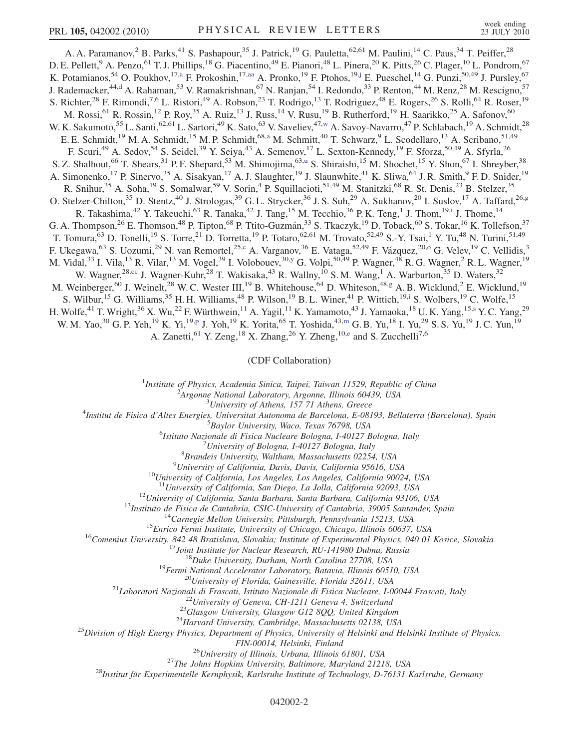A. A. Paramanov,[2] B. Parks,[41] S. Pashapour,[35] J. Patrick,[19] G. Pauletta,[62,61] M. Paulini,[14] C. Paus,[34] T. Peiffer,[28] D. E. Pellett,[9] A. Penzo,[61] T. J. Phillips,[18] G. Piacentino,[49] E. Pianori,[48] L. Pinera,[20] K. Pitts,[26] C. Plager,[10] L. Pondrom,[67] K. Potamianos,[54] O. Poukhov,[17,a] F. Prokoshin,[17,aa] A. Pronko,[19] F. Ptohos,[19,j] E. Pueschel,[14] G. Punzi,[50,49] J. Pursley,[67] J. Rademacker,[44,d] A. Rahaman,[53] V. Ramakrishnan,[67] N. Ranjan,[54] I. Redondo,[33] P. Renton,[44] M. Renz,[28] M. Rescigno,[57] S. Richter,[28] F. Rimondi,[7,6] L. Ristori,[49] A. Robson,[23] T. Rodrigo,[13] T. Rodriguez,[48] E. Rogers,[26] S. Rolli,[64] R. Roser,[19] M. Rossi,[61] R. Rossin,[12] P. Roy,[35] A. Ruiz,[13] J. Russ,[14] V. Rusu,[19] B. Rutherford,[19] H. Saarikko,[25] A. Safonov,[60] W. K. Sakumoto,[55] L. Santi,[62,61] L. Sartori,[49] K. Sato,[63] V. Saveliev,[47,w] A. Savoy-Navarro,[47] P. Schlabach,[19] A. Schmidt,[28] E. E. Schmidt,[19] M. A. Schmidt,[15] M. P. Schmidt,[68,a] M. Schmitt,[40] T. Schwarz,[9] L. Scodellaro,[13] A. Scribano,[51,49] F. Scuri,[49] A. Sedov,[54] S. Seidel,[39] Y. Seiya,[43] A. Semenov,[17] L. Sexton-Kennedy,[19] F. Sforza,[50,49] A. Sfyrla,[26] S. Z. Shalhout,[66] T. Shears,[31] P. F. Shepard,[53] M. Shimojima,[63,u] S. Shiraishi,[15] M. Shochet,[15] Y. Shon,[67] I. Shreyber,[38] A. Simonenko,[17] P. Sinervo,[35] A. Sisakyan,[17] A. J. Slaughter,[19] J. Slaunwhite,[41] K. Sliwa,[64] J. R. Smith,[9] F. D. Snider,[19] R. Snihur,[35] A. Soha,[19] S. Somalwar,[59] V. Sorin,[4] P. Squillacioti,[51,49] M. Stanitzki,[68] R. St. Denis,[23] B. Stelzer,[35] O. Stelzer-Chilton,[35] D. Stentz,[40] J. Strologas,[39] G. L. Strycker,[36] J. S. Suh,[29] A. Sukhanov,[20] I. Suslov,[17] A. Taffard,[26,g] R. Takashima,[42] Y. Takeuchi,[63] R. Tanaka,[42] J. Tang,[15] M. Tecchio,[36] P. K. Teng,[1] J. Thom,[19,i] J. Thome,[14] G. A. Thompson,[26] E. Thomson,[48] P. Tipton,[68] P. Ttito-Guzmán,[33] S. Tkaczyk,[19] D. Toback,[60] S. Tokar,[16] K. Tollefson,[37] T. Tomura,[63] D. Tonelli,[19] S. Torre,[21] D. Torretta,[19] P. Totaro,[62,61] M. Trovato,[52,49] S.-Y. Tsai,[1] Y. Tu,[48] N. Turini,[51,49] F. Ukegawa,[63] S. Uozumi,[29] N. van Remortel,[25,c] A. Varganov,[36] E. Vataga,[52,49] F. Vázquez,[20,o] G. Velev,[19] C. Vellidis,[3] M. Vidal,[33] I. Vila,[13] R. Vilar,[13] M. Vogel,[39] I. Volobouev,[30,y] G. Volpi,[50,49] P. Wagner,[48] R. G. Wagner,[2] R. L. Wagner,[19] W. Wagner,[28,cc] J. Wagner-Kuhr,[28] T. Wakisaka,[43] R. Wallny,[10] S. M. Wang,[1] A. Warburton,[35] D. Waters,[32] M. Weinberger,[60] J. Weinelt,[28] W. C. Wester III,[19] B. Whitehouse,[64] D. Whiteson,[48,g] A. B. Wicklund,[2] E. Wicklund,[19] S. Wilbur,[15] G. Williams,[35] H. H. Williams,[48] P. Wilson,[19] B. L. Winer,[41] P. Wittich,[19,i] S. Wolbers,[19] C. Wolfe,[15] H. Wolfe,[41] T. Wright,[36] X. Wu,[22] F. Würthwein,[11] A. Yagil,[11] K. Yamamoto,[43] J. Yamaoka,[18] U. K. Yang,[15,s] Y. C. Yang,[29] W. M. Yao,[30] G. P. Yeh,[19] K. Yi,[19,p] J. Yoh,[19] K. Yorita,[65] T. Yoshida,[43,m] G. B. Yu,[18] I. Yu,[29] S. S. Yu,[19] J. C. Yun,[19] A. Zanetti,[61] Y. Zeng,[18] X. Zhang,[26] Y. Zheng,[10,e] and S. Zucchelli[7,6]

(CDF Collaboration)

[1]*Institute of Physics, Academia Sinica, Taipei, Taiwan 11529, Republic of China*
[2]*Argonne National Laboratory, Argonne, Illinois 60439, USA*
[3]*University of Athens, 157 71 Athens, Greece*
[4]*Institut de Fisica d'Altes Energies, Universitat Autonoma de Barcelona, E-08193, Bellaterra (Barcelona), Spain*
[5]*Baylor University, Waco, Texas 76798, USA*
[6]*Istituto Nazionale di Fisica Nucleare Bologna, I-40127 Bologna, Italy*
[7]*University of Bologna, I-40127 Bologna, Italy*
[8]*Brandeis University, Waltham, Massachusetts 02254, USA*
[9]*University of California, Davis, Davis, California 95616, USA*
[10]*University of California, Los Angeles, Los Angeles, California 90024, USA*
[11]*University of California, San Diego, La Jolla, California 92093, USA*
[12]*University of California, Santa Barbara, Santa Barbara, California 93106, USA*
[13]*Instituto de Fisica de Cantabria, CSIC-University of Cantabria, 39005 Santander, Spain*
[14]*Carnegie Mellon University, Pittsburgh, Pennsylvania 15213, USA*
[15]*Enrico Fermi Institute, University of Chicago, Chicago, Illinois 60637, USA*
[16]*Comenius University, 842 48 Bratislava, Slovakia; Institute of Experimental Physics, 040 01 Kosice, Slovakia*
[17]*Joint Institute for Nuclear Research, RU-141980 Dubna, Russia*
[18]*Duke University, Durham, North Carolina 27708, USA*
[19]*Fermi National Accelerator Laboratory, Batavia, Illinois 60510, USA*
[20]*University of Florida, Gainesville, Florida 32611, USA*
[21]*Laboratori Nazionali di Frascati, Istituto Nazionale di Fisica Nucleare, I-00044 Frascati, Italy*
[22]*University of Geneva, CH-1211 Geneva 4, Switzerland*
[23]*Glasgow University, Glasgow G12 8QQ, United Kingdom*
[24]*Harvard University, Cambridge, Massachusetts 02138, USA*
[25]*Division of High Energy Physics, Department of Physics, University of Helsinki and Helsinki Institute of Physics, FIN-00014, Helsinki, Finland*
[26]*University of Illinois, Urbana, Illinois 61801, USA*
[27]*The Johns Hopkins University, Baltimore, Maryland 21218, USA*
[28]*Institut für Experimentelle Kernphysik, Karlsruhe Institute of Technology, D-76131 Karlsruhe, Germany*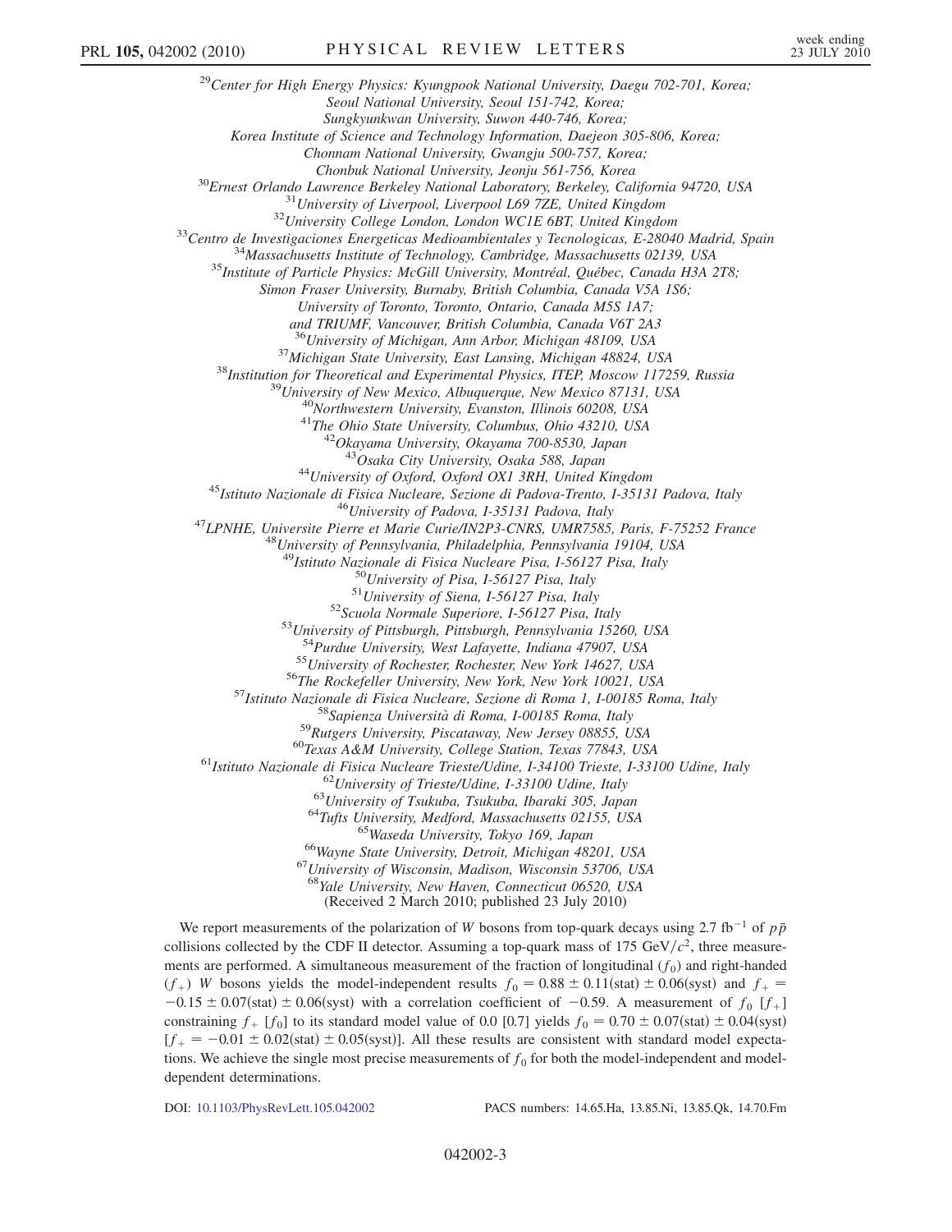[29]Center for High Energy Physics: Kyungpook National University, Daegu 702-701, Korea; Seoul National University, Seoul 151-742, Korea; Sungkyunkwan University, Suwon 440-746, Korea; Korea Institute of Science and Technology Information, Daejeon 305-806, Korea; Chonnam National University, Gwangju 500-757, Korea; Chonbuk National University, Jeonju 561-756, Korea

[30]Ernest Orlando Lawrence Berkeley National Laboratory, Berkeley, California 94720, USA

[31]University of Liverpool, Liverpool L69 7ZE, United Kingdom

[32]University College London, London WC1E 6BT, United Kingdom

[33]Centro de Investigaciones Energeticas Medioambientales y Tecnologicas, E-28040 Madrid, Spain

[34]Massachusetts Institute of Technology, Cambridge, Massachusetts 02139, USA

[35]Institute of Particle Physics: McGill University, Montréal, Québec, Canada H3A 2T8; Simon Fraser University, Burnaby, British Columbia, Canada V5A 1S6; University of Toronto, Toronto, Ontario, Canada M5S 1A7; and TRIUMF, Vancouver, British Columbia, Canada V6T 2A3

[36]University of Michigan, Ann Arbor, Michigan 48109, USA

[37]Michigan State University, East Lansing, Michigan 48824, USA

[38]Institution for Theoretical and Experimental Physics, ITEP, Moscow 117259, Russia

[39]University of New Mexico, Albuquerque, New Mexico 87131, USA

[40]Northwestern University, Evanston, Illinois 60208, USA

[41]The Ohio State University, Columbus, Ohio 43210, USA

[42]Okayama University, Okayama 700-8530, Japan

[43]Osaka City University, Osaka 588, Japan

[44]University of Oxford, Oxford OX1 3RH, United Kingdom

[45]Istituto Nazionale di Fisica Nucleare, Sezione di Padova-Trento, I-35131 Padova, Italy

[46]University of Padova, I-35131 Padova, Italy

[47]LPNHE, Universite Pierre et Marie Curie/IN2P3-CNRS, UMR7585, Paris, F-75252 France

[48]University of Pennsylvania, Philadelphia, Pennsylvania 19104, USA

[49]Istituto Nazionale di Fisica Nucleare Pisa, I-56127 Pisa, Italy

[50]University of Pisa, I-56127 Pisa, Italy

[51]University of Siena, I-56127 Pisa, Italy

[52]Scuola Normale Superiore, I-56127 Pisa, Italy

[53]University of Pittsburgh, Pittsburgh, Pennsylvania 15260, USA

[54]Purdue University, West Lafayette, Indiana 47907, USA

[55]University of Rochester, Rochester, New York 14627, USA

[56]The Rockefeller University, New York, New York 10021, USA

[57]Istituto Nazionale di Fisica Nucleare, Sezione di Roma 1, I-00185 Roma, Italy

[58]Sapienza Università di Roma, I-00185 Roma, Italy

[59]Rutgers University, Piscataway, New Jersey 08855, USA

[60]Texas A&M University, College Station, Texas 77843, USA

[61]Istituto Nazionale di Fisica Nucleare Trieste/Udine, I-34100 Trieste, I-33100 Udine, Italy

[62]University of Trieste/Udine, I-33100 Udine, Italy

[63]University of Tsukuba, Tsukuba, Ibaraki 305, Japan

[64]Tufts University, Medford, Massachusetts 02155, USA

[65]Waseda University, Tokyo 169, Japan

[66]Wayne State University, Detroit, Michigan 48201, USA

[67]University of Wisconsin, Madison, Wisconsin 53706, USA

[68]Yale University, New Haven, Connecticut 06520, USA

(Received 2 March 2010; published 23 July 2010)

We report measurements of the polarization of $W$ bosons from top-quark decays using 2.7 fb$^{-1}$ of $p\bar{p}$ collisions collected by the CDF II detector. Assuming a top-quark mass of 175 GeV/$c^2$, three measurements are performed. A simultaneous measurement of the fraction of longitudinal ($f_0$) and right-handed ($f_+$) $W$ bosons yields the model-independent results $f_0 = 0.88 \pm 0.11(\text{stat}) \pm 0.06(\text{syst})$ and $f_+ = -0.15 \pm 0.07(\text{stat}) \pm 0.06(\text{syst})$ with a correlation coefficient of $-0.59$. A measurement of $f_0$ [$f_+$] constraining $f_+$ [$f_0$] to its standard model value of 0.0 [0.7] yields $f_0 = 0.70 \pm 0.07(\text{stat}) \pm 0.04(\text{syst})$ [$f_+ = -0.01 \pm 0.02(\text{stat}) \pm 0.05(\text{syst})$]. All these results are consistent with standard model expectations. We achieve the single most precise measurements of $f_0$ for both the model-independent and model-dependent determinations.

DOI: 10.1103/PhysRevLett.105.042002 PACS numbers: 14.65.Ha, 13.85.Ni, 13.85.Qk, 14.70.Fm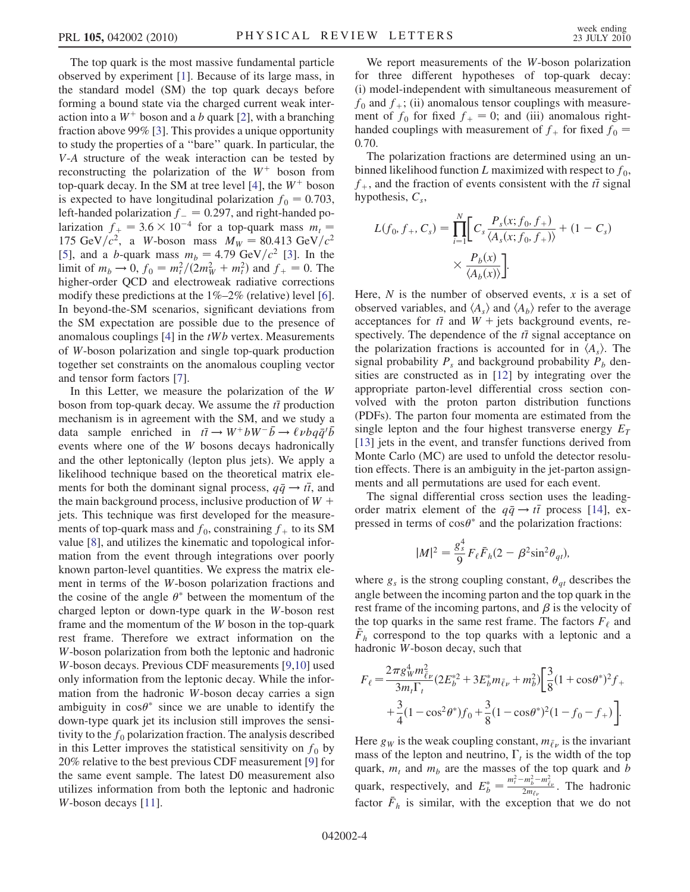The top quark is the most massive fundamental particle observed by experiment [1]. Because of its large mass, in the standard model (SM) the top quark decays before forming a bound state via the charged current weak interaction into a $W^+$ boson and a $b$ quark [2], with a branching fraction above 99% [3]. This provides a unique opportunity to study the properties of a "bare" quark. In particular, the $V$-$A$ structure of the weak interaction can be tested by reconstructing the polarization of the $W^+$ boson from top-quark decay. In the SM at tree level [4], the $W^+$ boson is expected to have longitudinal polarization $f_0 = 0.703$, left-handed polarization $f_- = 0.297$, and right-handed polarization $f_+ = 3.6 \times 10^{-4}$ for a top-quark mass $m_t = 175\ \mathrm{GeV}/c^2$, a $W$-boson mass $M_W = 80.413\ \mathrm{GeV}/c^2$ [5], and a $b$-quark mass $m_b = 4.79\ \mathrm{GeV}/c^2$ [3]. In the limit of $m_b \to 0$, $f_0 = m_t^2/(2m_W^2 + m_t^2)$ and $f_+ = 0$. The higher-order QCD and electroweak radiative corrections modify these predictions at the 1%–2% (relative) level [6]. In beyond-the-SM scenarios, significant deviations from the SM expectation are possible due to the presence of anomalous couplings [4] in the $tWb$ vertex. Measurements of $W$-boson polarization and single top-quark production together set constraints on the anomalous coupling vector and tensor form factors [7].

In this Letter, we measure the polarization of the $W$ boson from top-quark decay. We assume the $t\bar{t}$ production mechanism is in agreement with the SM, and we study a data sample enriched in $t\bar{t} \to W^+ bW^- \bar{b} \to \ell\nu bq\bar{q}'\bar{b}$ events where one of the $W$ bosons decays hadronically and the other leptonically (lepton plus jets). We apply a likelihood technique based on the theoretical matrix elements for both the dominant signal process, $q\bar{q} \to t\bar{t}$, and the main background process, inclusive production of $W +$ jets. This technique was first developed for the measurements of top-quark mass and $f_0$, constraining $f_+$ to its SM value [8], and utilizes the kinematic and topological information from the event through integrations over poorly known parton-level quantities. We express the matrix element in terms of the $W$-boson polarization fractions and the cosine of the angle $\theta^*$ between the momentum of the charged lepton or down-type quark in the $W$-boson rest frame and the momentum of the $W$ boson in the top-quark rest frame. Therefore we extract information on the $W$-boson polarization from both the leptonic and hadronic $W$-boson decays. Previous CDF measurements [9,10] used only information from the leptonic decay. While the information from the hadronic $W$-boson decay carries a sign ambiguity in $\cos\theta^*$ since we are unable to identify the down-type quark jet its inclusion still improves the sensitivity to the $f_0$ polarization fraction. The analysis described in this Letter improves the statistical sensitivity on $f_0$ by 20% relative to the best previous CDF measurement [9] for the same event sample. The latest D0 measurement also utilizes information from both the leptonic and hadronic $W$-boson decays [11].

We report measurements of the $W$-boson polarization for three different hypotheses of top-quark decay: (i) model-independent with simultaneous measurement of $f_0$ and $f_+$; (ii) anomalous tensor couplings with measurement of $f_0$ for fixed $f_+ = 0$; and (iii) anomalous right-handed couplings with measurement of $f_+$ for fixed $f_0 = 0.70$.

The polarization fractions are determined using an unbinned likelihood function $L$ maximized with respect to $f_0$, $f_+$, and the fraction of events consistent with the $t\bar{t}$ signal hypothesis, $C_s$,

$$L(f_0, f_+, C_s) = \prod_{i=1}^{N}\left[ C_s \frac{P_s(x; f_0, f_+)}{\langle A_s(x; f_0, f_+)\rangle} + (1 - C_s) \times \frac{P_b(x)}{\langle A_b(x)\rangle}\right].$$

Here, $N$ is the number of observed events, $x$ is a set of observed variables, and $\langle A_s\rangle$ and $\langle A_b\rangle$ refer to the average acceptances for $t\bar{t}$ and $W +$ jets background events, respectively. The dependence of the $t\bar{t}$ signal acceptance on the polarization fractions is accounted for in $\langle A_s\rangle$. The signal probability $P_s$ and background probability $P_b$ densities are constructed as in [12] by integrating over the appropriate parton-level differential cross section convolved with the proton parton distribution functions (PDFs). The parton four momenta are estimated from the single lepton and the four highest transverse energy $E_T$ [13] jets in the event, and transfer functions derived from Monte Carlo (MC) are used to unfold the detector resolution effects. There is an ambiguity in the jet-parton assignments and all permutations are used for each event.

The signal differential cross section uses the leading-order matrix element of the $q\bar{q} \to t\bar{t}$ process [14], expressed in terms of $\cos\theta^*$ and the polarization fractions:

$$|M|^2 = \frac{g_s^4}{9} F_\ell \bar{F}_h (2 - \beta^2 \sin^2\theta_{qt}),$$

where $g_s$ is the strong coupling constant, $\theta_{qt}$ describes the angle between the incoming parton and the top quark in the rest frame of the incoming partons, and $\beta$ is the velocity of the top quarks in the same rest frame. The factors $F_\ell$ and $\bar{F}_h$ correspond to the top quarks with a leptonic and a hadronic $W$-boson decay, such that

$$F_\ell = \frac{2\pi g_W^4 m_{\bar{\ell}\nu}^2}{3 m_t \Gamma_t}(2E_b^{*2} + 3E_b^* m_{\bar{\ell}\nu} + m_b^2)\left[\frac{3}{8}(1 + \cos\theta^*)^2 f_+ + \frac{3}{4}(1 - \cos^2\theta^*) f_0 + \frac{3}{8}(1 - \cos\theta^*)^2 (1 - f_0 - f_+)\right].$$

Here $g_W$ is the weak coupling constant, $m_{\bar{\ell}\nu}$ is the invariant mass of the lepton and neutrino, $\Gamma_t$ is the width of the top quark, $m_t$ and $m_b$ are the masses of the top quark and $b$ quark, respectively, and $E_b^* = \frac{m_t^2 - m_b^2 - m_{\bar{\ell}\nu}^2}{2m_{\bar{\ell}\nu}}$. The hadronic factor $\bar{F}_h$ is similar, with the exception that we do not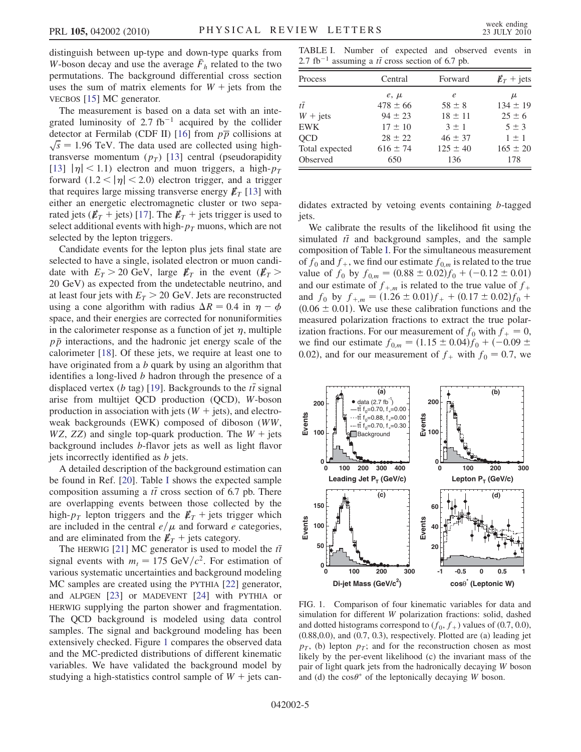distinguish between up-type and down-type quarks from $W$-boson decay and use the average $\bar{F}_h$ related to the two permutations. The background differential cross section uses the sum of matrix elements for $W$ + jets from the VECBOS [15] MC generator.

The measurement is based on a data set with an integrated luminosity of 2.7 fb$^{-1}$ acquired by the collider detector at Fermilab (CDF II) [16] from $p\bar{p}$ collisions at $\sqrt{s} = 1.96$ TeV. The data used are collected using high-transverse momentum ($p_T$) [13] central (pseudorapidity [13] $|\eta| < 1.1$) electron and muon triggers, a high-$p_T$ forward ($1.2 < |\eta| < 2.0$) electron trigger, and a trigger that requires large missing transverse energy $\not\!\!E_T$ [13] with either an energetic electromagnetic cluster or two separated jets ($\not\!\!E_T$ + jets) [17]. The $\not\!\!E_T$ + jets trigger is used to select additional events with high-$p_T$ muons, which are not selected by the lepton triggers.

Candidate events for the lepton plus jets final state are selected to have a single, isolated electron or muon candidate with $E_T > 20$ GeV, large $\not\!\!E_T$ in the event ($\not\!\!E_T > 20$ GeV) as expected from the undetectable neutrino, and at least four jets with $E_T > 20$ GeV. Jets are reconstructed using a cone algorithm with radius $\Delta R = 0.4$ in $\eta - \phi$ space, and their energies are corrected for nonuniformities in the calorimeter response as a function of jet $\eta$, multiple $p\bar{p}$ interactions, and the hadronic jet energy scale of the calorimeter [18]. Of these jets, we require at least one to have originated from a $b$ quark by using an algorithm that identifies a long-lived $b$ hadron through the presence of a displaced vertex ($b$ tag) [19]. Backgrounds to the $t\bar{t}$ signal arise from multijet QCD production (QCD), $W$-boson production in association with jets ($W$ + jets), and electroweak backgrounds (EWK) composed of diboson ($WW$, $WZ$, $ZZ$) and single top-quark production. The $W$ + jets background includes $b$-flavor jets as well as light flavor jets incorrectly identified as $b$ jets.

A detailed description of the background estimation can be found in Ref. [20]. Table I shows the expected sample composition assuming a $t\bar{t}$ cross section of 6.7 pb. There are overlapping events between those collected by the high-$p_T$ lepton triggers and the $\not\!\!E_T$ + jets trigger which are included in the central $e/\mu$ and forward $e$ categories, and are eliminated from the $\not\!\!E_T$ + jets category.

The HERWIG [21] MC generator is used to model the $t\bar{t}$ signal events with $m_t = 175$ GeV$/c^2$. For estimation of various systematic uncertainties and background modeling MC samples are created using the PYTHIA [22] generator, and ALPGEN [23] or MADEVENT [24] with PYTHIA or HERWIG supplying the parton shower and fragmentation. The QCD background is modeled using data control samples. The signal and background modeling has been extensively checked. Figure 1 compares the observed data and the MC-predicted distributions of different kinematic variables. We have validated the background model by studying a high-statistics control sample of $W$ + jets candidates extracted by vetoing events containing $b$-tagged jets.

TABLE I. Number of expected and observed events in 2.7 fb$^{-1}$ assuming a $t\bar{t}$ cross section of 6.7 pb.

| Process | Central | Forward | $\not\!\!E_T$ + jets |
|---|---|---|---|
| | $e$, $\mu$ | $e$ | $\mu$ |
| $t\bar{t}$ | $478 \pm 66$ | $58 \pm 8$ | $134 \pm 19$ |
| $W$ + jets | $94 \pm 23$ | $18 \pm 11$ | $25 \pm 6$ |
| EWK | $17 \pm 10$ | $3 \pm 1$ | $5 \pm 3$ |
| QCD | $28 \pm 22$ | $46 \pm 37$ | $1 \pm 1$ |
| Total expected | $616 \pm 74$ | $125 \pm 40$ | $165 \pm 20$ |
| Observed | 650 | 136 | 178 |

We calibrate the results of the likelihood fit using the simulated $t\bar{t}$ and background samples, and the sample composition of Table I. For the simultaneous measurement of $f_0$ and $f_+$, we find our estimate $f_{0,m}$ is related to the true value of $f_0$ by $f_{0,m} = (0.88 \pm 0.02)f_0 + (-0.12 \pm 0.01)$ and our estimate of $f_{+,m}$ is related to the true value of $f_+$ and $f_0$ by $f_{+,m} = (1.26 \pm 0.01)f_+ + (0.17 \pm 0.02)f_0 + (0.06 \pm 0.01)$. We use these calibration functions and the measured polarization fractions to extract the true polarization fractions. For our measurement of $f_0$ with $f_+ = 0$, we find our estimate $f_{0,m} = (1.15 \pm 0.04)f_0 + (-0.09 \pm 0.02)$, and for our measurement of $f_+$ with $f_0 = 0.7$, we

FIG. 1. Comparison of four kinematic variables for data and simulation for different $W$ polarization fractions: solid, dashed and dotted histograms correspond to ($f_0$, $f_+$) values of (0.7, 0.0), (0.88,0.0), and (0.7, 0.3), respectively. Plotted are (a) leading jet $p_T$, (b) lepton $p_T$; and for the reconstruction chosen as most likely by the per-event likelihood (c) the invariant mass of the pair of light quark jets from the hadronically decaying $W$ boson and (d) the $\cos\theta^*$ of the leptonically decaying $W$ boson.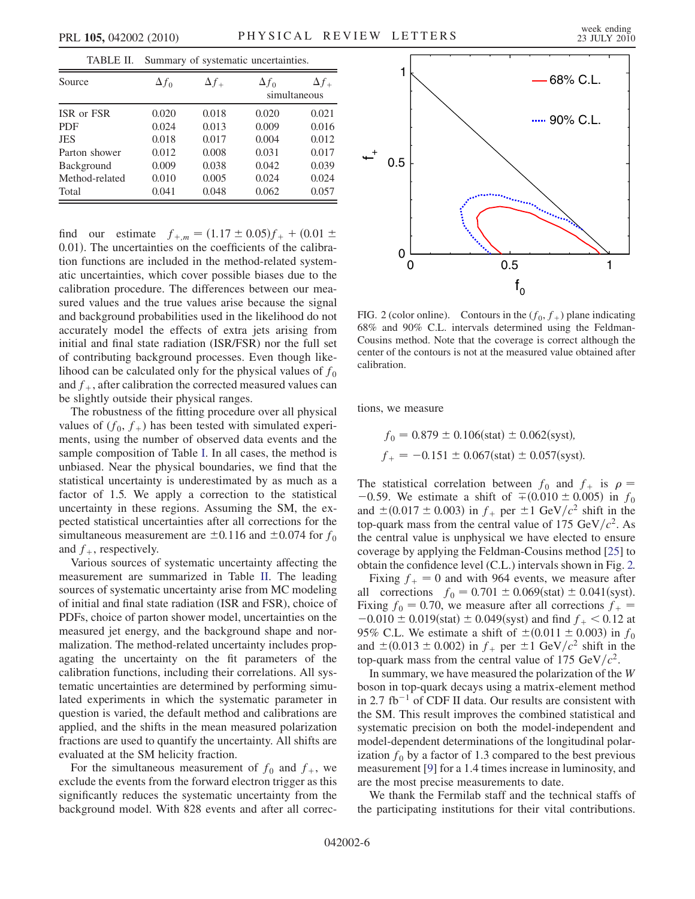TABLE II. Summary of systematic uncertainties.

| Source | $\Delta f_0$ | $\Delta f_+$ | $\Delta f_0$ simultaneous | $\Delta f_+$ simultaneous |
|---|---|---|---|---|
| ISR or FSR | 0.020 | 0.018 | 0.020 | 0.021 |
| PDF | 0.024 | 0.013 | 0.009 | 0.016 |
| JES | 0.018 | 0.017 | 0.004 | 0.012 |
| Parton shower | 0.012 | 0.008 | 0.031 | 0.017 |
| Background | 0.009 | 0.038 | 0.042 | 0.039 |
| Method-related | 0.010 | 0.005 | 0.024 | 0.024 |
| Total | 0.041 | 0.048 | 0.062 | 0.057 |

find our estimate $f_{+,m} = (1.17 \pm 0.05) f_+ + (0.01 \pm 0.01)$. The uncertainties on the coefficients of the calibration functions are included in the method-related systematic uncertainties, which cover possible biases due to the calibration procedure. The differences between our measured values and the true values arise because the signal and background probabilities used in the likelihood do not accurately model the effects of extra jets arising from initial and final state radiation (ISR/FSR) nor the full set of contributing background processes. Even though likelihood can be calculated only for the physical values of $f_0$ and $f_+$, after calibration the corrected measured values can be slightly outside their physical ranges.

The robustness of the fitting procedure over all physical values of $(f_0, f_+)$ has been tested with simulated experiments, using the number of observed data events and the sample composition of Table I. In all cases, the method is unbiased. Near the physical boundaries, we find that the statistical uncertainty is underestimated by as much as a factor of 1.5. We apply a correction to the statistical uncertainty in these regions. Assuming the SM, the expected statistical uncertainties after all corrections for the simultaneous measurement are $\pm 0.116$ and $\pm 0.074$ for $f_0$ and $f_+$, respectively.

Various sources of systematic uncertainty affecting the measurement are summarized in Table II. The leading sources of systematic uncertainty arise from MC modeling of initial and final state radiation (ISR and FSR), choice of PDFs, choice of parton shower model, uncertainties on the measured jet energy, and the background shape and normalization. The method-related uncertainty includes propagating the uncertainty on the fit parameters of the calibration functions, including their correlations. All systematic uncertainties are determined by performing simulated experiments in which the systematic parameter in question is varied, the default method and calibrations are applied, and the shifts in the mean measured polarization fractions are used to quantify the uncertainty. All shifts are evaluated at the SM helicity fraction.

For the simultaneous measurement of $f_0$ and $f_+$, we exclude the events from the forward electron trigger as this significantly reduces the systematic uncertainty from the background model. With 828 events and after all corrections, we measure

$$f_0 = 0.879 \pm 0.106(\text{stat}) \pm 0.062(\text{syst}),$$

$$f_+ = -0.151 \pm 0.067(\text{stat}) \pm 0.057(\text{syst}).$$

FIG. 2 (color online). Contours in the $(f_0, f_+)$ plane indicating 68% and 90% C.L. intervals determined using the Feldman-Cousins method. Note that the coverage is correct although the center of the contours is not at the measured value obtained after calibration.

The statistical correlation between $f_0$ and $f_+$ is $\rho = -0.59$. We estimate a shift of $\mp(0.010 \pm 0.005)$ in $f_0$ and $\pm(0.017 \pm 0.003)$ in $f_+$ per $\pm 1$ GeV$/c^2$ shift in the top-quark mass from the central value of 175 GeV$/c^2$. As the central value is unphysical we have elected to ensure coverage by applying the Feldman-Cousins method [25] to obtain the confidence level (C.L.) intervals shown in Fig. 2.

Fixing $f_+ = 0$ and with 964 events, we measure after all corrections $f_0 = 0.701 \pm 0.069(\text{stat}) \pm 0.041(\text{syst})$. Fixing $f_0 = 0.70$, we measure after all corrections $f_+ = -0.010 \pm 0.019(\text{stat}) \pm 0.049(\text{syst})$ and find $f_+ < 0.12$ at 95% C.L. We estimate a shift of $\pm(0.011 \pm 0.003)$ in $f_0$ and $\pm(0.013 \pm 0.002)$ in $f_+$ per $\pm 1$ GeV$/c^2$ shift in the top-quark mass from the central value of 175 GeV$/c^2$.

In summary, we have measured the polarization of the $W$ boson in top-quark decays using a matrix-element method in 2.7 fb$^{-1}$ of CDF II data. Our results are consistent with the SM. This result improves the combined statistical and systematic precision on both the model-independent and model-dependent determinations of the longitudinal polarization $f_0$ by a factor of 1.3 compared to the best previous measurement [9] for a 1.4 times increase in luminosity, and are the most precise measurements to date.

We thank the Fermilab staff and the technical staffs of the participating institutions for their vital contributions.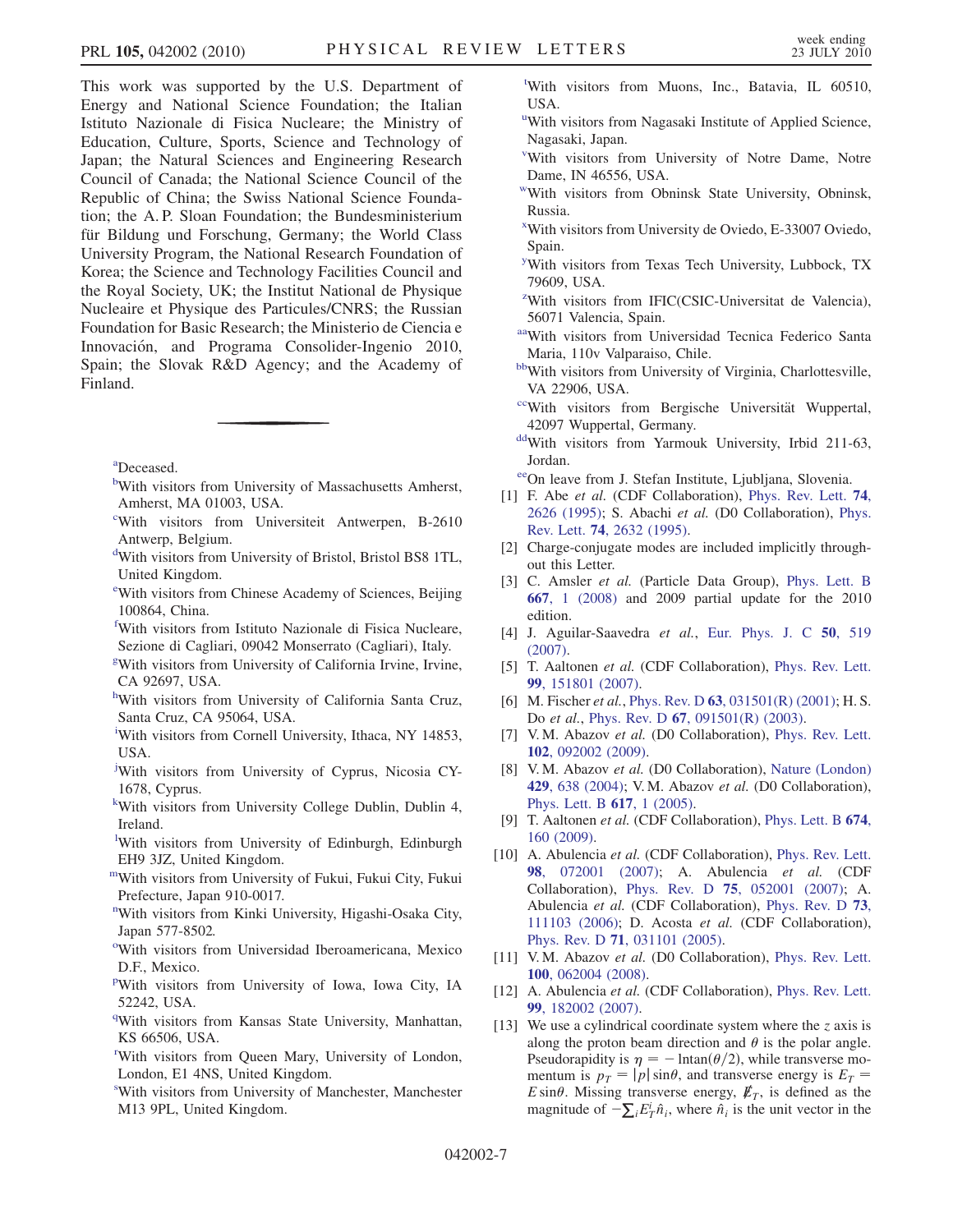This work was supported by the U.S. Department of Energy and National Science Foundation; the Italian Istituto Nazionale di Fisica Nucleare; the Ministry of Education, Culture, Sports, Science and Technology of Japan; the Natural Sciences and Engineering Research Council of Canada; the National Science Council of the Republic of China; the Swiss National Science Foundation; the A. P. Sloan Foundation; the Bundesministerium für Bildung und Forschung, Germany; the World Class University Program, the National Research Foundation of Korea; the Science and Technology Facilities Council and the Royal Society, UK; the Institut National de Physique Nucleaire et Physique des Particules/CNRS; the Russian Foundation for Basic Research; the Ministerio de Ciencia e Innovación, and Programa Consolider-Ingenio 2010, Spain; the Slovak R&D Agency; and the Academy of Finland.

---

[a] Deceased.

[b] With visitors from University of Massachusetts Amherst, Amherst, MA 01003, USA.

[c] With visitors from Universiteit Antwerpen, B-2610 Antwerp, Belgium.

[d] With visitors from University of Bristol, Bristol BS8 1TL, United Kingdom.

[e] With visitors from Chinese Academy of Sciences, Beijing 100864, China.

[f] With visitors from Istituto Nazionale di Fisica Nucleare, Sezione di Cagliari, 09042 Monserrato (Cagliari), Italy.

[g] With visitors from University of California Irvine, Irvine, CA 92697, USA.

[h] With visitors from University of California Santa Cruz, Santa Cruz, CA 95064, USA.

[i] With visitors from Cornell University, Ithaca, NY 14853, USA.

[j] With visitors from University of Cyprus, Nicosia CY-1678, Cyprus.

[k] With visitors from University College Dublin, Dublin 4, Ireland.

[l] With visitors from University of Edinburgh, Edinburgh EH9 3JZ, United Kingdom.

[m] With visitors from University of Fukui, Fukui City, Fukui Prefecture, Japan 910-0017.

[n] With visitors from Kinki University, Higashi-Osaka City, Japan 577-8502.

[o] With visitors from Universidad Iberoamericana, Mexico D.F., Mexico.

[p] With visitors from University of Iowa, Iowa City, IA 52242, USA.

[q] With visitors from Kansas State University, Manhattan, KS 66506, USA.

[r] With visitors from Queen Mary, University of London, London, E1 4NS, United Kingdom.

[s] With visitors from University of Manchester, Manchester M13 9PL, United Kingdom.

[t] With visitors from Muons, Inc., Batavia, IL 60510, USA.

[u] With visitors from Nagasaki Institute of Applied Science, Nagasaki, Japan.

[v] With visitors from University of Notre Dame, Notre Dame, IN 46556, USA.

[w] With visitors from Obninsk State University, Obninsk, Russia.

[x] With visitors from University de Oviedo, E-33007 Oviedo, Spain.

[y] With visitors from Texas Tech University, Lubbock, TX 79609, USA.

[z] With visitors from IFIC(CSIC-Universitat de Valencia), 56071 Valencia, Spain.

[aa] With visitors from Universidad Tecnica Federico Santa Maria, 110v Valparaiso, Chile.

[bb] With visitors from University of Virginia, Charlottesville, VA 22906, USA.

[cc] With visitors from Bergische Universität Wuppertal, 42097 Wuppertal, Germany.

[dd] With visitors from Yarmouk University, Irbid 211-63, Jordan.

[ee] On leave from J. Stefan Institute, Ljubljana, Slovenia.

[1] F. Abe *et al.* (CDF Collaboration), Phys. Rev. Lett. **74**, 2626 (1995); S. Abachi *et al.* (D0 Collaboration), Phys. Rev. Lett. **74**, 2632 (1995).

[2] Charge-conjugate modes are included implicitly throughout this Letter.

[3] C. Amsler *et al.* (Particle Data Group), Phys. Lett. B **667**, 1 (2008) and 2009 partial update for the 2010 edition.

[4] J. Aguilar-Saavedra *et al.*, Eur. Phys. J. C **50**, 519 (2007).

[5] T. Aaltonen *et al.* (CDF Collaboration), Phys. Rev. Lett. **99**, 151801 (2007).

[6] M. Fischer *et al.*, Phys. Rev. D **63**, 031501(R) (2001); H. S. Do *et al.*, Phys. Rev. D **67**, 091501(R) (2003).

[7] V. M. Abazov *et al.* (D0 Collaboration), Phys. Rev. Lett. **102**, 092002 (2009).

[8] V. M. Abazov *et al.* (D0 Collaboration), Nature (London) **429**, 638 (2004); V. M. Abazov *et al.* (D0 Collaboration), Phys. Lett. B **617**, 1 (2005).

[9] T. Aaltonen *et al.* (CDF Collaboration), Phys. Lett. B **674**, 160 (2009).

[10] A. Abulencia *et al.* (CDF Collaboration), Phys. Rev. Lett. **98**, 072001 (2007); A. Abulencia *et al.* (CDF Collaboration), Phys. Rev. D **75**, 052001 (2007); A. Abulencia *et al.* (CDF Collaboration), Phys. Rev. D **73**, 111103 (2006); D. Acosta *et al.* (CDF Collaboration), Phys. Rev. D **71**, 031101 (2005).

[11] V. M. Abazov *et al.* (D0 Collaboration), Phys. Rev. Lett. **100**, 062004 (2008).

[12] A. Abulencia *et al.* (CDF Collaboration), Phys. Rev. Lett. **99**, 182002 (2007).

[13] We use a cylindrical coordinate system where the $z$ axis is along the proton beam direction and $\theta$ is the polar angle. Pseudorapidity is $\eta = -\ln\tan(\theta/2)$, while transverse momentum is $p_T = |p|\sin\theta$, and transverse energy is $E_T = E\sin\theta$. Missing transverse energy, $\not{E}_T$, is defined as the magnitude of $-\sum_i E_T^i \hat{n}_i$, where $\hat{n}_i$ is the unit vector in the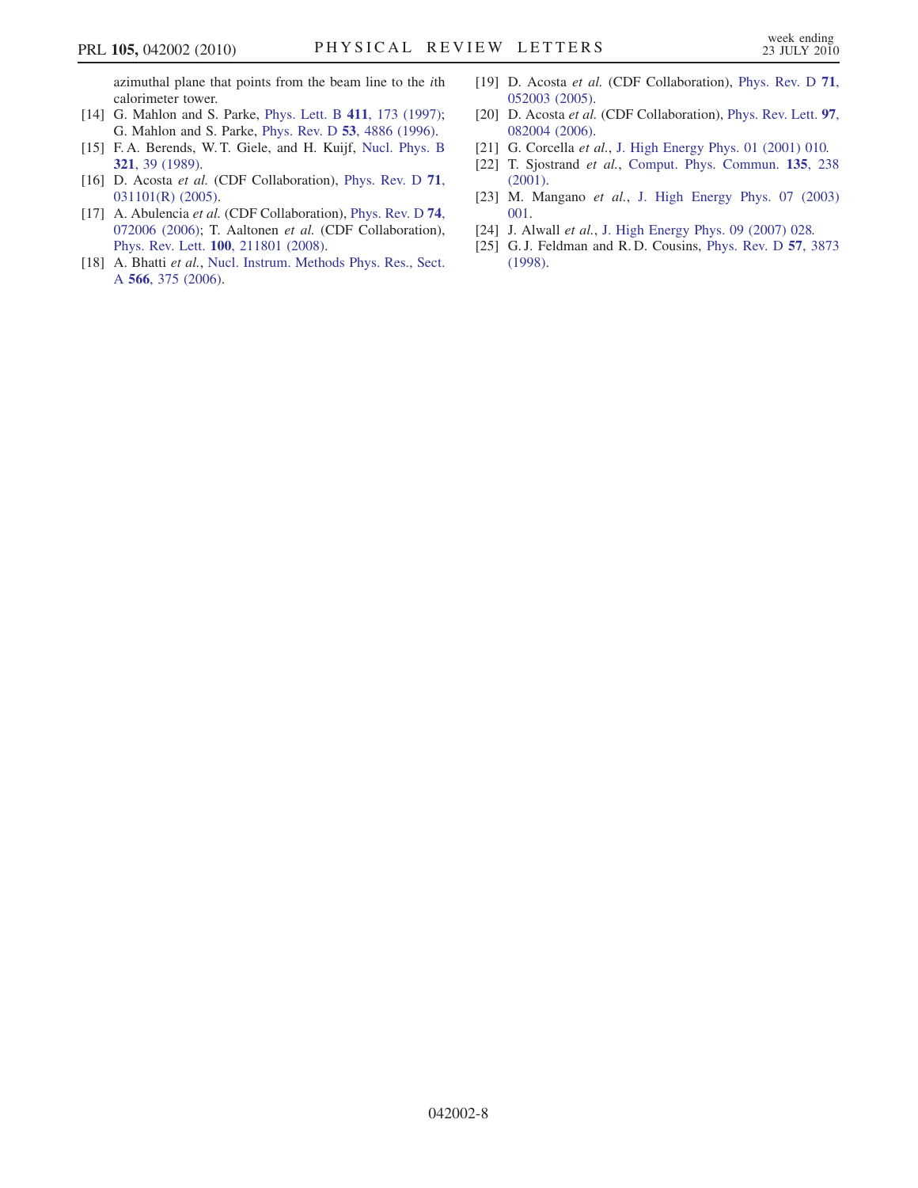azimuthal plane that points from the beam line to the $i$th calorimeter tower.

[14] G. Mahlon and S. Parke, Phys. Lett. B **411**, 173 (1997); G. Mahlon and S. Parke, Phys. Rev. D **53**, 4886 (1996).

[15] F. A. Berends, W. T. Giele, and H. Kuijf, Nucl. Phys. B **321**, 39 (1989).

[16] D. Acosta *et al.* (CDF Collaboration), Phys. Rev. D **71**, 031101(R) (2005).

[17] A. Abulencia *et al.* (CDF Collaboration), Phys. Rev. D **74**, 072006 (2006); T. Aaltonen *et al.* (CDF Collaboration), Phys. Rev. Lett. **100**, 211801 (2008).

[18] A. Bhatti *et al.*, Nucl. Instrum. Methods Phys. Res., Sect. A **566**, 375 (2006).

[19] D. Acosta *et al.* (CDF Collaboration), Phys. Rev. D **71**, 052003 (2005).

[20] D. Acosta *et al.* (CDF Collaboration), Phys. Rev. Lett. **97**, 082004 (2006).

[21] G. Corcella *et al.*, J. High Energy Phys. 01 (2001) 010.

[22] T. Sjostrand *et al.*, Comput. Phys. Commun. **135**, 238 (2001).

[23] M. Mangano *et al.*, J. High Energy Phys. 07 (2003) 001.

[24] J. Alwall *et al.*, J. High Energy Phys. 09 (2007) 028.

[25] G. J. Feldman and R. D. Cousins, Phys. Rev. D **57**, 3873 (1998).